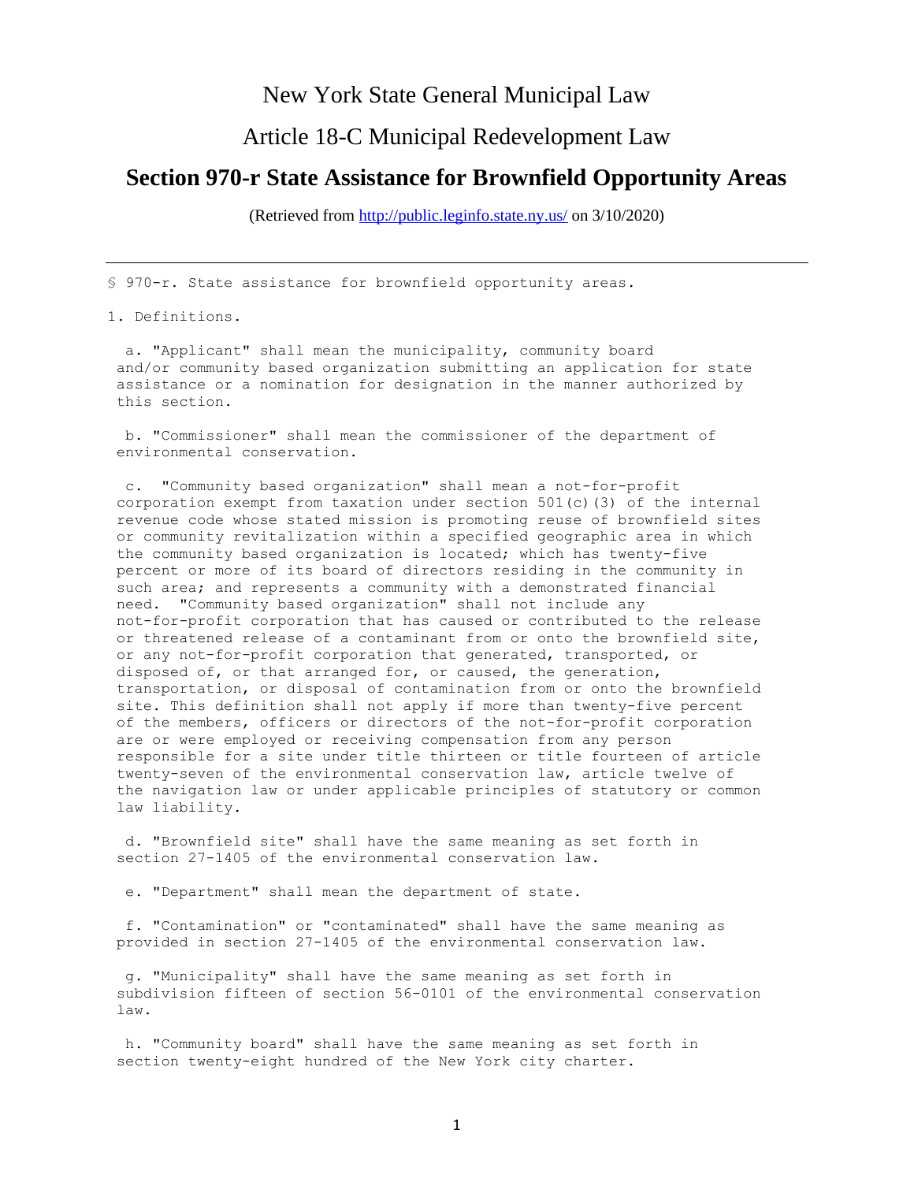# New York State General Municipal Law

## Article 18-C Municipal Redevelopment Law

## Section 970-r State Assistance for Brownfield Opportunity Areas

(Retrieved from http://public.leginfo.state.ny.us/ on 3/10/2020)

---

§ 970-r. State assistance for brownfield opportunity areas.

1. Definitions.

a. "Applicant" shall mean the municipality, community board and/or community based organization submitting an application for state assistance or a nomination for designation in the manner authorized by this section.

b. "Commissioner" shall mean the commissioner of the department of environmental conservation.

c. "Community based organization" shall mean a not-for-profit corporation exempt from taxation under section 501(c)(3) of the internal revenue code whose stated mission is promoting reuse of brownfield sites or community revitalization within a specified geographic area in which the community based organization is located; which has twenty-five percent or more of its board of directors residing in the community in such area; and represents a community with a demonstrated financial need. "Community based organization" shall not include any not-for-profit corporation that has caused or contributed to the release or threatened release of a contaminant from or onto the brownfield site, or any not-for-profit corporation that generated, transported, or disposed of, or that arranged for, or caused, the generation, transportation, or disposal of contamination from or onto the brownfield site. This definition shall not apply if more than twenty-five percent of the members, officers or directors of the not-for-profit corporation are or were employed or receiving compensation from any person responsible for a site under title thirteen or title fourteen of article twenty-seven of the environmental conservation law, article twelve of the navigation law or under applicable principles of statutory or common law liability.

d. "Brownfield site" shall have the same meaning as set forth in section 27-1405 of the environmental conservation law.

e. "Department" shall mean the department of state.

f. "Contamination" or "contaminated" shall have the same meaning as provided in section 27-1405 of the environmental conservation law.

g. "Municipality" shall have the same meaning as set forth in subdivision fifteen of section 56-0101 of the environmental conservation law.

h. "Community board" shall have the same meaning as set forth in section twenty-eight hundred of the New York city charter.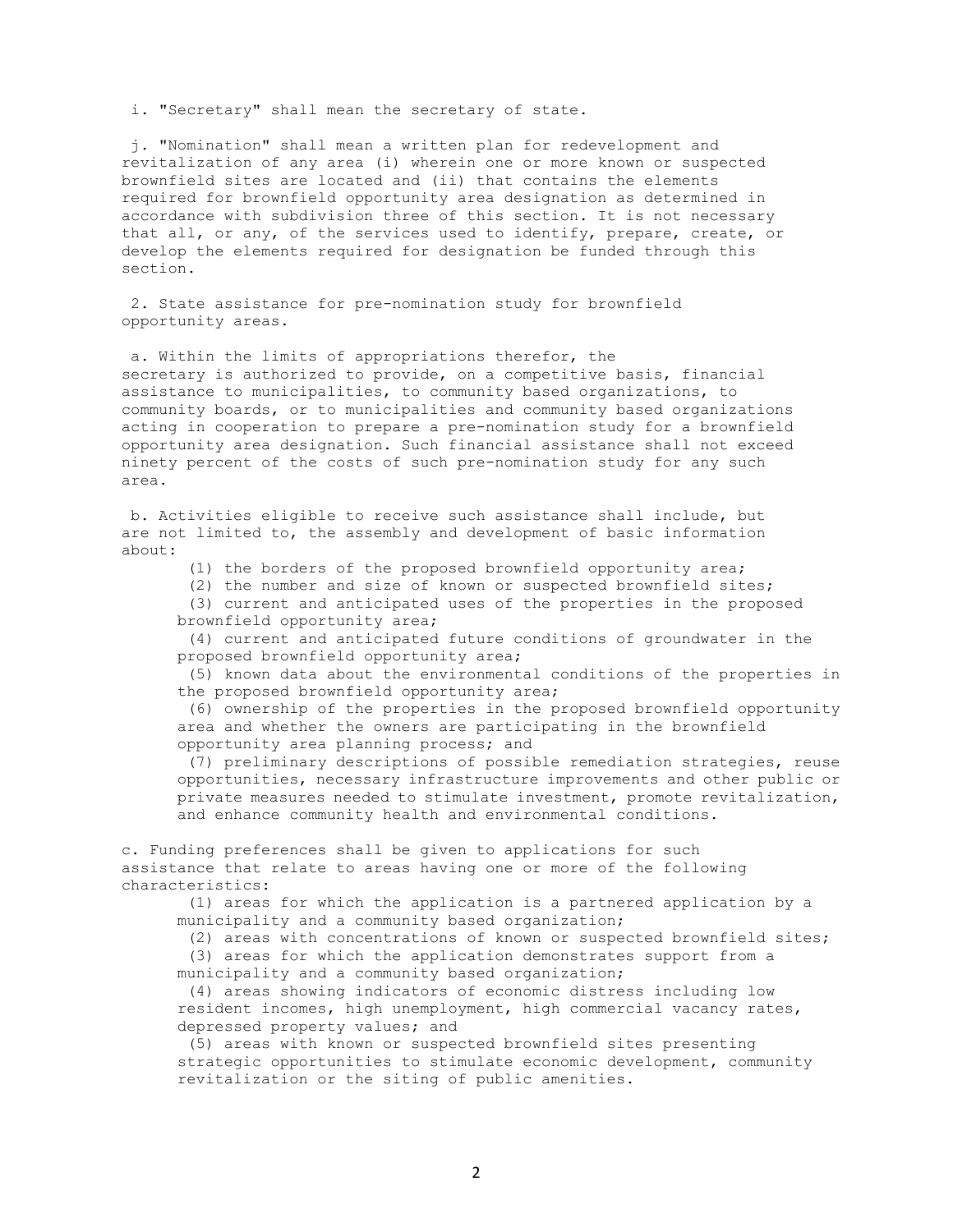i. "Secretary" shall mean the secretary of state.

j. "Nomination" shall mean a written plan for redevelopment and revitalization of any area (i) wherein one or more known or suspected brownfield sites are located and (ii) that contains the elements required for brownfield opportunity area designation as determined in accordance with subdivision three of this section. It is not necessary that all, or any, of the services used to identify, prepare, create, or develop the elements required for designation be funded through this section.

2. State assistance for pre-nomination study for brownfield opportunity areas.

a. Within the limits of appropriations therefor, the secretary is authorized to provide, on a competitive basis, financial assistance to municipalities, to community based organizations, to community boards, or to municipalities and community based organizations acting in cooperation to prepare a pre-nomination study for a brownfield opportunity area designation. Such financial assistance shall not exceed ninety percent of the costs of such pre-nomination study for any such area.

b. Activities eligible to receive such assistance shall include, but are not limited to, the assembly and development of basic information about:

(1) the borders of the proposed brownfield opportunity area;

(2) the number and size of known or suspected brownfield sites;

(3) current and anticipated uses of the properties in the proposed brownfield opportunity area;

(4) current and anticipated future conditions of groundwater in the proposed brownfield opportunity area;

(5) known data about the environmental conditions of the properties in the proposed brownfield opportunity area;

(6) ownership of the properties in the proposed brownfield opportunity area and whether the owners are participating in the brownfield opportunity area planning process; and

(7) preliminary descriptions of possible remediation strategies, reuse opportunities, necessary infrastructure improvements and other public or private measures needed to stimulate investment, promote revitalization, and enhance community health and environmental conditions.

c. Funding preferences shall be given to applications for such assistance that relate to areas having one or more of the following characteristics:

(1) areas for which the application is a partnered application by a municipality and a community based organization;

(2) areas with concentrations of known or suspected brownfield sites;

(3) areas for which the application demonstrates support from a municipality and a community based organization;

(4) areas showing indicators of economic distress including low resident incomes, high unemployment, high commercial vacancy rates, depressed property values; and

(5) areas with known or suspected brownfield sites presenting strategic opportunities to stimulate economic development, community revitalization or the siting of public amenities.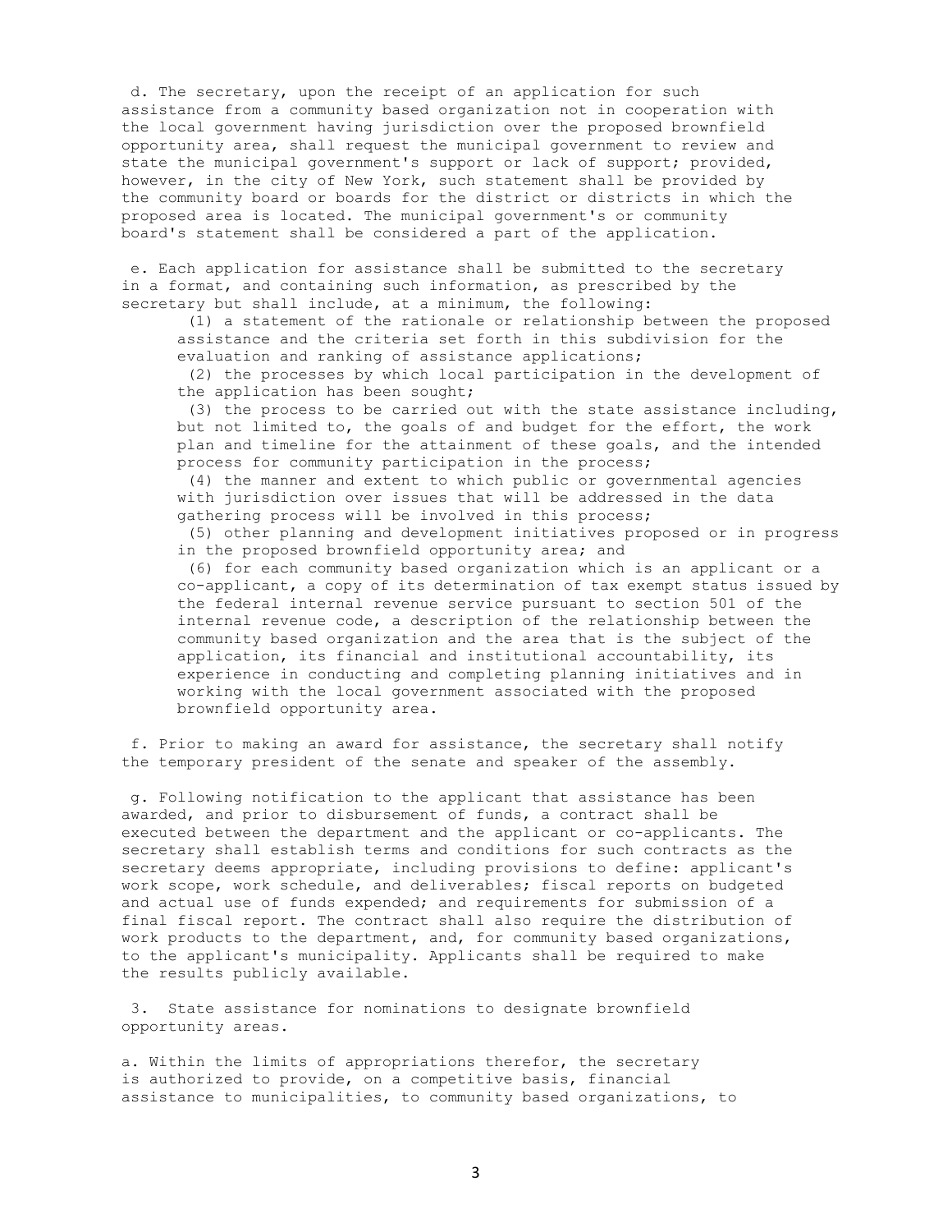d. The secretary, upon the receipt of an application for such assistance from a community based organization not in cooperation with the local government having jurisdiction over the proposed brownfield opportunity area, shall request the municipal government to review and state the municipal government's support or lack of support; provided, however, in the city of New York, such statement shall be provided by the community board or boards for the district or districts in which the proposed area is located. The municipal government's or community board's statement shall be considered a part of the application.

e. Each application for assistance shall be submitted to the secretary in a format, and containing such information, as prescribed by the secretary but shall include, at a minimum, the following:

(1) a statement of the rationale or relationship between the proposed assistance and the criteria set forth in this subdivision for the evaluation and ranking of assistance applications;

(2) the processes by which local participation in the development of the application has been sought;

(3) the process to be carried out with the state assistance including, but not limited to, the goals of and budget for the effort, the work plan and timeline for the attainment of these goals, and the intended process for community participation in the process;

(4) the manner and extent to which public or governmental agencies with jurisdiction over issues that will be addressed in the data gathering process will be involved in this process;

(5) other planning and development initiatives proposed or in progress in the proposed brownfield opportunity area; and

(6) for each community based organization which is an applicant or a co-applicant, a copy of its determination of tax exempt status issued by the federal internal revenue service pursuant to section 501 of the internal revenue code, a description of the relationship between the community based organization and the area that is the subject of the application, its financial and institutional accountability, its experience in conducting and completing planning initiatives and in working with the local government associated with the proposed brownfield opportunity area.

f. Prior to making an award for assistance, the secretary shall notify the temporary president of the senate and speaker of the assembly.

g. Following notification to the applicant that assistance has been awarded, and prior to disbursement of funds, a contract shall be executed between the department and the applicant or co-applicants. The secretary shall establish terms and conditions for such contracts as the secretary deems appropriate, including provisions to define: applicant's work scope, work schedule, and deliverables; fiscal reports on budgeted and actual use of funds expended; and requirements for submission of a final fiscal report. The contract shall also require the distribution of work products to the department, and, for community based organizations, to the applicant's municipality. Applicants shall be required to make the results publicly available.

3. State assistance for nominations to designate brownfield opportunity areas.

a. Within the limits of appropriations therefor, the secretary is authorized to provide, on a competitive basis, financial assistance to municipalities, to community based organizations, to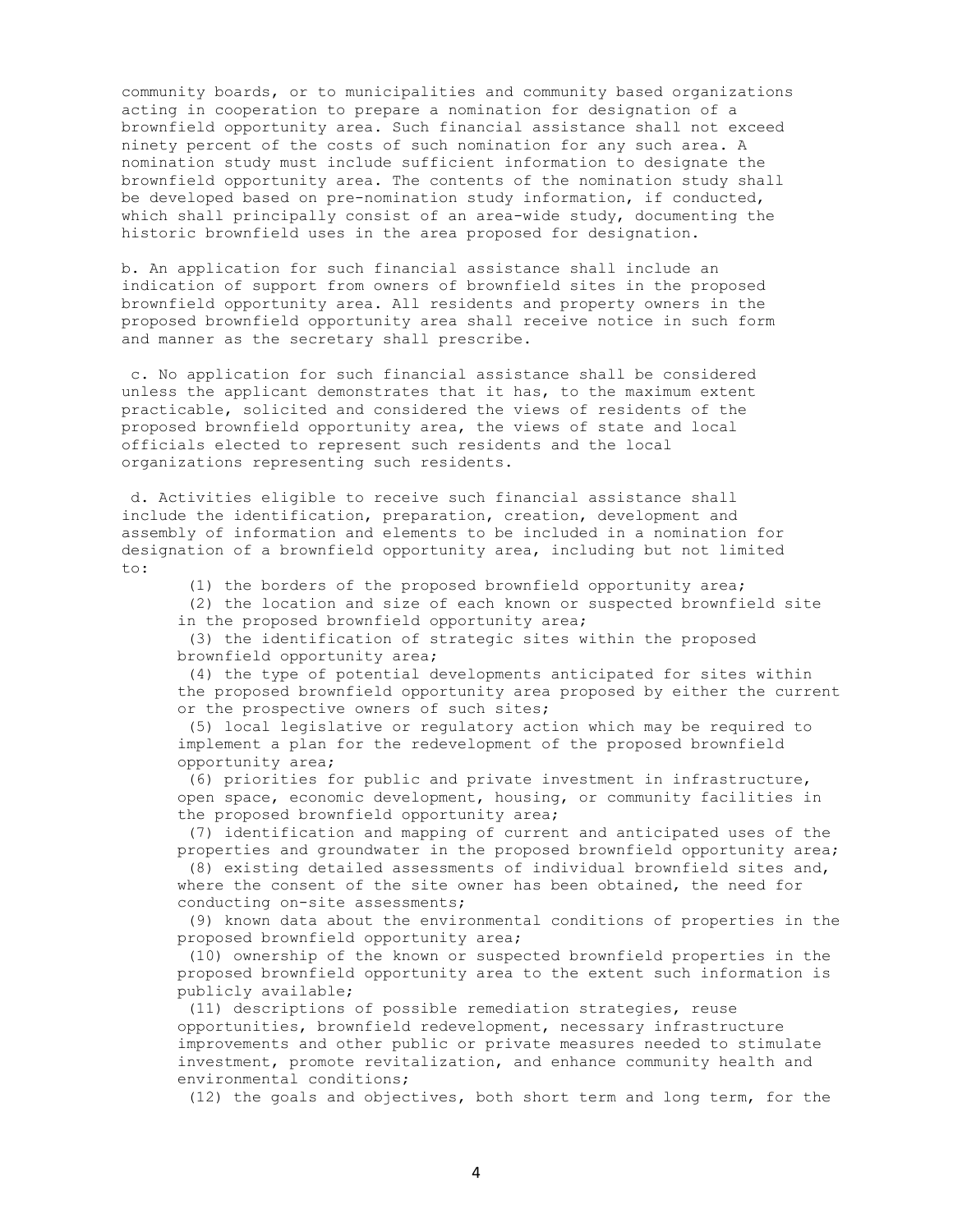community boards, or to municipalities and community based organizations acting in cooperation to prepare a nomination for designation of a brownfield opportunity area. Such financial assistance shall not exceed ninety percent of the costs of such nomination for any such area. A nomination study must include sufficient information to designate the brownfield opportunity area. The contents of the nomination study shall be developed based on pre-nomination study information, if conducted, which shall principally consist of an area-wide study, documenting the historic brownfield uses in the area proposed for designation.

b. An application for such financial assistance shall include an indication of support from owners of brownfield sites in the proposed brownfield opportunity area. All residents and property owners in the proposed brownfield opportunity area shall receive notice in such form and manner as the secretary shall prescribe.

c. No application for such financial assistance shall be considered unless the applicant demonstrates that it has, to the maximum extent practicable, solicited and considered the views of residents of the proposed brownfield opportunity area, the views of state and local officials elected to represent such residents and the local organizations representing such residents.

d. Activities eligible to receive such financial assistance shall include the identification, preparation, creation, development and assembly of information and elements to be included in a nomination for designation of a brownfield opportunity area, including but not limited to:

(1) the borders of the proposed brownfield opportunity area;

(2) the location and size of each known or suspected brownfield site in the proposed brownfield opportunity area;

(3) the identification of strategic sites within the proposed brownfield opportunity area;

(4) the type of potential developments anticipated for sites within the proposed brownfield opportunity area proposed by either the current or the prospective owners of such sites;

(5) local legislative or regulatory action which may be required to implement a plan for the redevelopment of the proposed brownfield opportunity area;

(6) priorities for public and private investment in infrastructure, open space, economic development, housing, or community facilities in the proposed brownfield opportunity area;

(7) identification and mapping of current and anticipated uses of the properties and groundwater in the proposed brownfield opportunity area;

(8) existing detailed assessments of individual brownfield sites and, where the consent of the site owner has been obtained, the need for conducting on-site assessments;

(9) known data about the environmental conditions of properties in the proposed brownfield opportunity area;

(10) ownership of the known or suspected brownfield properties in the proposed brownfield opportunity area to the extent such information is publicly available;

(11) descriptions of possible remediation strategies, reuse opportunities, brownfield redevelopment, necessary infrastructure improvements and other public or private measures needed to stimulate investment, promote revitalization, and enhance community health and environmental conditions;

(12) the goals and objectives, both short term and long term, for the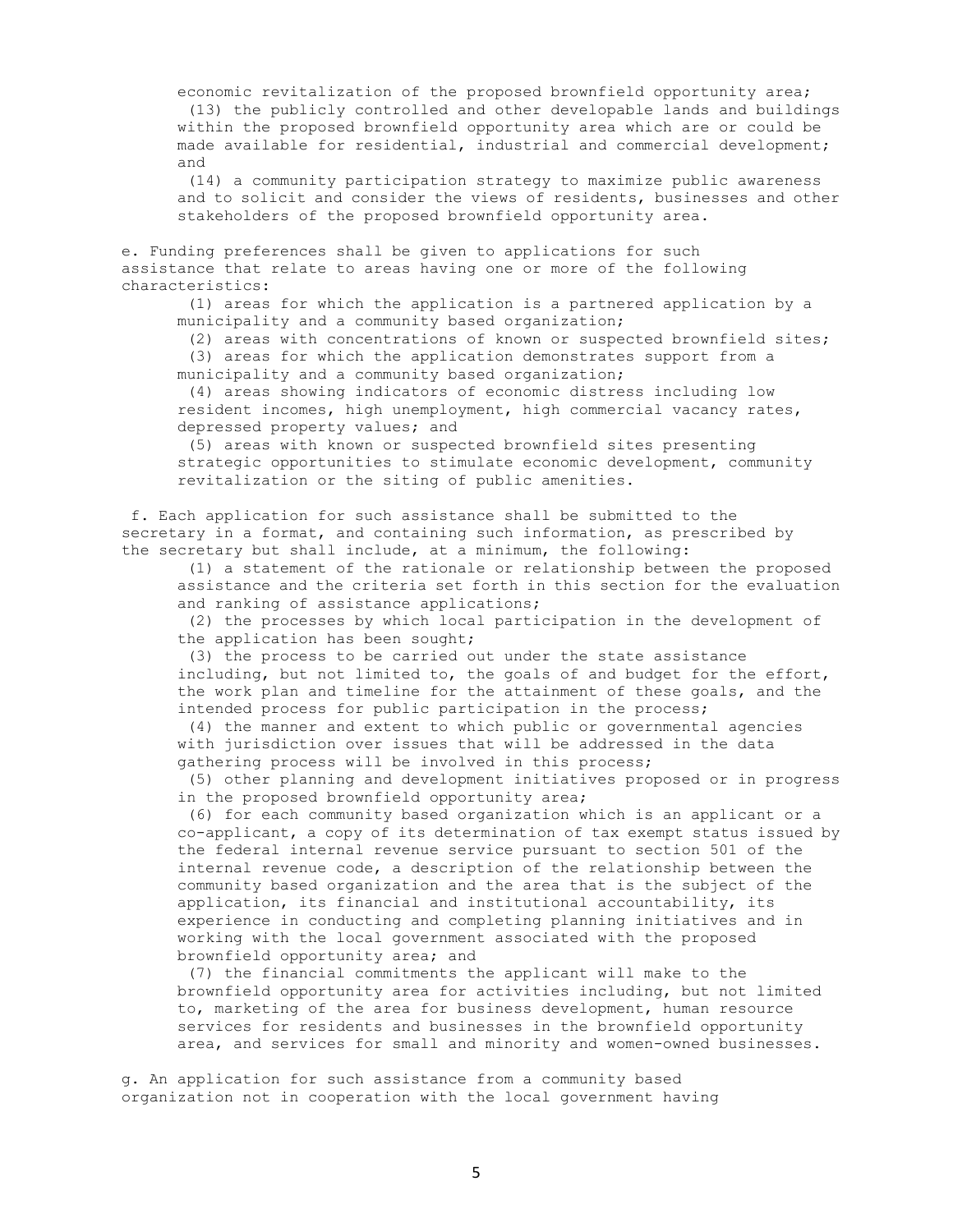economic revitalization of the proposed brownfield opportunity area;

(13) the publicly controlled and other developable lands and buildings within the proposed brownfield opportunity area which are or could be made available for residential, industrial and commercial development; and

(14) a community participation strategy to maximize public awareness and to solicit and consider the views of residents, businesses and other stakeholders of the proposed brownfield opportunity area.

e. Funding preferences shall be given to applications for such assistance that relate to areas having one or more of the following characteristics:

(1) areas for which the application is a partnered application by a municipality and a community based organization;

(2) areas with concentrations of known or suspected brownfield sites;

(3) areas for which the application demonstrates support from a municipality and a community based organization;

(4) areas showing indicators of economic distress including low resident incomes, high unemployment, high commercial vacancy rates, depressed property values; and

(5) areas with known or suspected brownfield sites presenting strategic opportunities to stimulate economic development, community revitalization or the siting of public amenities.

f. Each application for such assistance shall be submitted to the secretary in a format, and containing such information, as prescribed by the secretary but shall include, at a minimum, the following:

(1) a statement of the rationale or relationship between the proposed assistance and the criteria set forth in this section for the evaluation and ranking of assistance applications;

(2) the processes by which local participation in the development of the application has been sought;

(3) the process to be carried out under the state assistance including, but not limited to, the goals of and budget for the effort, the work plan and timeline for the attainment of these goals, and the intended process for public participation in the process;

(4) the manner and extent to which public or governmental agencies with jurisdiction over issues that will be addressed in the data gathering process will be involved in this process;

(5) other planning and development initiatives proposed or in progress in the proposed brownfield opportunity area;

(6) for each community based organization which is an applicant or a co-applicant, a copy of its determination of tax exempt status issued by the federal internal revenue service pursuant to section 501 of the internal revenue code, a description of the relationship between the community based organization and the area that is the subject of the application, its financial and institutional accountability, its experience in conducting and completing planning initiatives and in working with the local government associated with the proposed brownfield opportunity area; and

(7) the financial commitments the applicant will make to the brownfield opportunity area for activities including, but not limited to, marketing of the area for business development, human resource services for residents and businesses in the brownfield opportunity area, and services for small and minority and women-owned businesses.

g. An application for such assistance from a community based organization not in cooperation with the local government having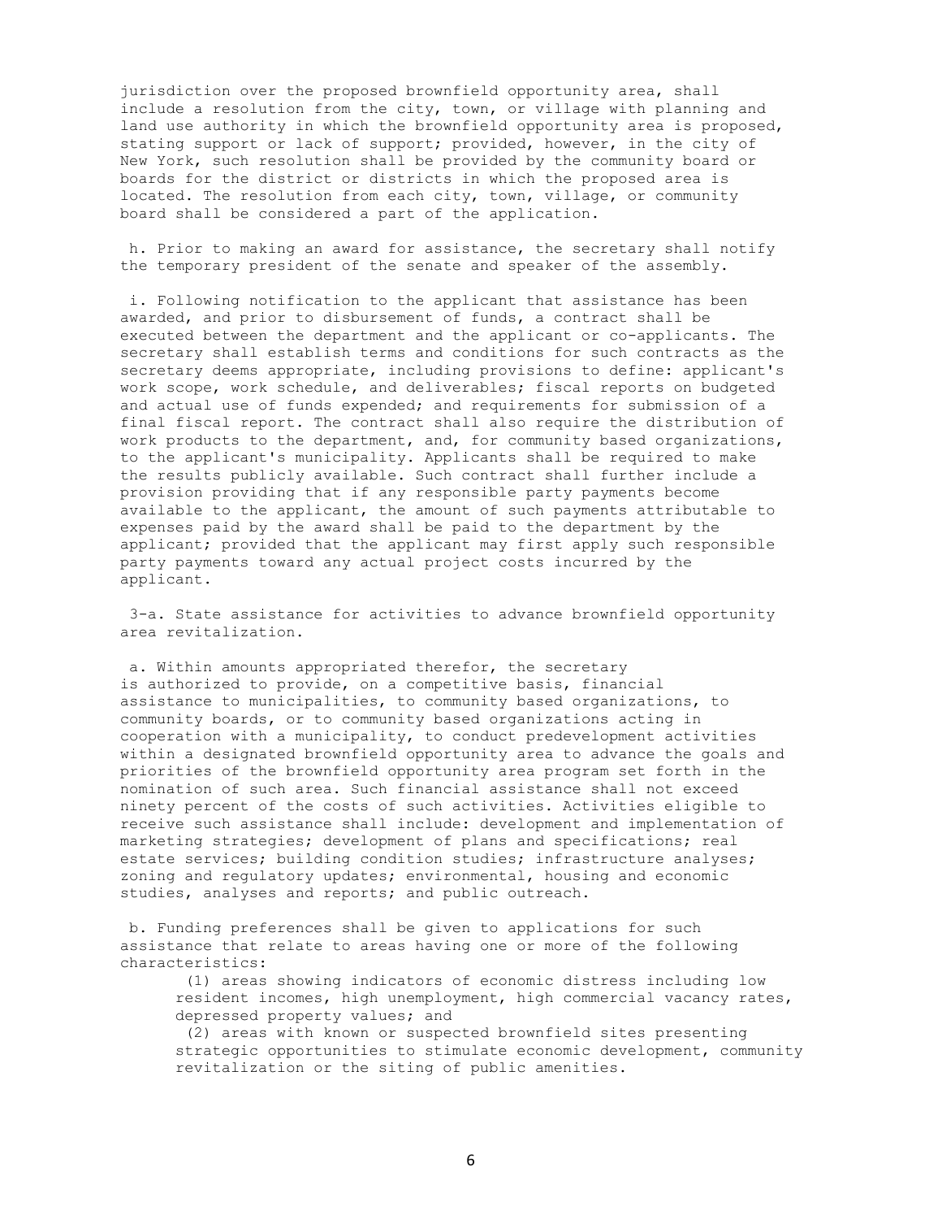jurisdiction over the proposed brownfield opportunity area, shall include a resolution from the city, town, or village with planning and land use authority in which the brownfield opportunity area is proposed, stating support or lack of support; provided, however, in the city of New York, such resolution shall be provided by the community board or boards for the district or districts in which the proposed area is located. The resolution from each city, town, village, or community board shall be considered a part of the application.

h. Prior to making an award for assistance, the secretary shall notify the temporary president of the senate and speaker of the assembly.

i. Following notification to the applicant that assistance has been awarded, and prior to disbursement of funds, a contract shall be executed between the department and the applicant or co-applicants. The secretary shall establish terms and conditions for such contracts as the secretary deems appropriate, including provisions to define: applicant's work scope, work schedule, and deliverables; fiscal reports on budgeted and actual use of funds expended; and requirements for submission of a final fiscal report. The contract shall also require the distribution of work products to the department, and, for community based organizations, to the applicant's municipality. Applicants shall be required to make the results publicly available. Such contract shall further include a provision providing that if any responsible party payments become available to the applicant, the amount of such payments attributable to expenses paid by the award shall be paid to the department by the applicant; provided that the applicant may first apply such responsible party payments toward any actual project costs incurred by the applicant.

3-a. State assistance for activities to advance brownfield opportunity area revitalization.

a. Within amounts appropriated therefor, the secretary is authorized to provide, on a competitive basis, financial assistance to municipalities, to community based organizations, to community boards, or to community based organizations acting in cooperation with a municipality, to conduct predevelopment activities within a designated brownfield opportunity area to advance the goals and priorities of the brownfield opportunity area program set forth in the nomination of such area. Such financial assistance shall not exceed ninety percent of the costs of such activities. Activities eligible to receive such assistance shall include: development and implementation of marketing strategies; development of plans and specifications; real estate services; building condition studies; infrastructure analyses; zoning and regulatory updates; environmental, housing and economic studies, analyses and reports; and public outreach.

b. Funding preferences shall be given to applications for such assistance that relate to areas having one or more of the following characteristics:

(1) areas showing indicators of economic distress including low resident incomes, high unemployment, high commercial vacancy rates, depressed property values; and

(2) areas with known or suspected brownfield sites presenting strategic opportunities to stimulate economic development, community revitalization or the siting of public amenities.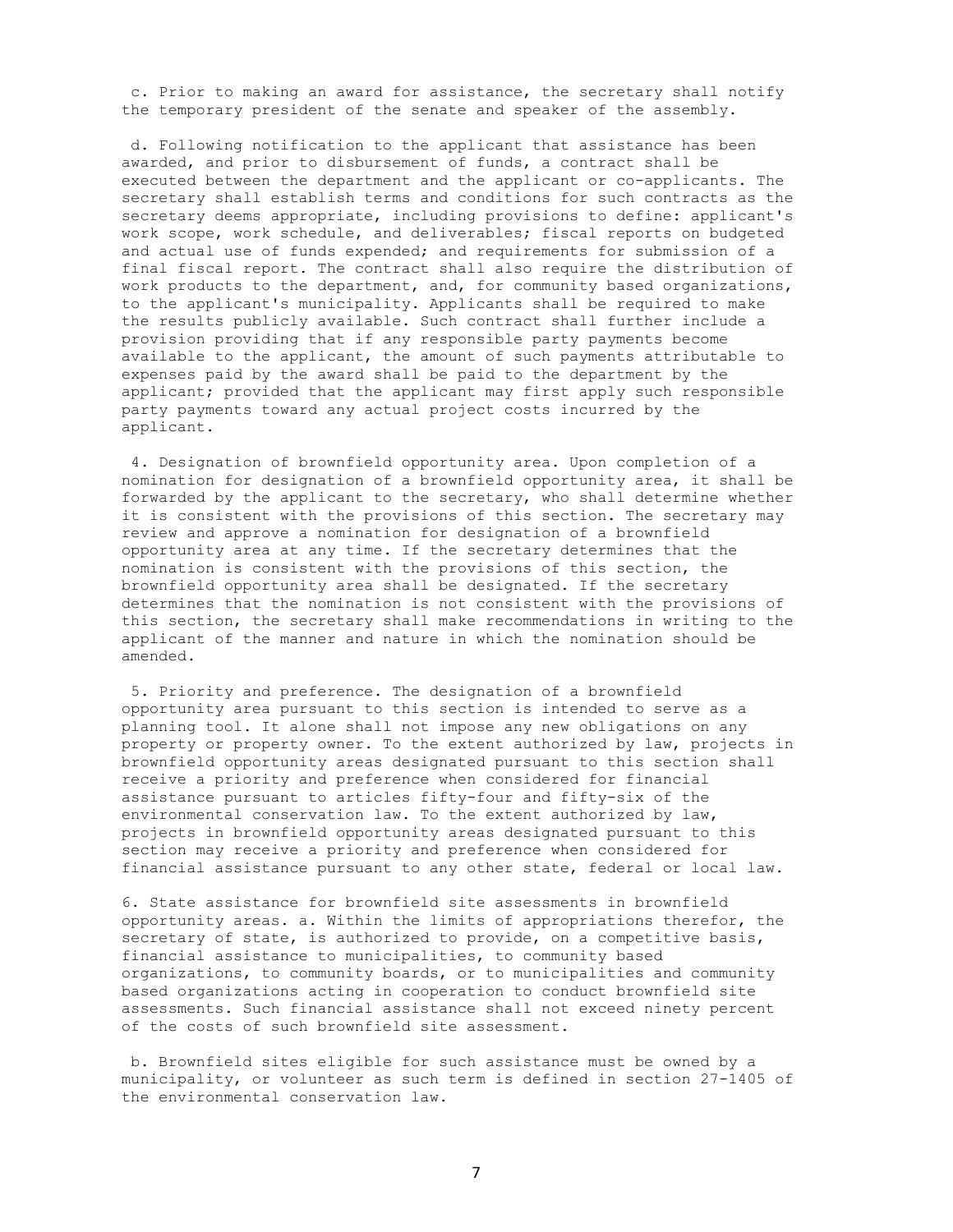c. Prior to making an award for assistance, the secretary shall notify the temporary president of the senate and speaker of the assembly.

d. Following notification to the applicant that assistance has been awarded, and prior to disbursement of funds, a contract shall be executed between the department and the applicant or co-applicants. The secretary shall establish terms and conditions for such contracts as the secretary deems appropriate, including provisions to define: applicant's work scope, work schedule, and deliverables; fiscal reports on budgeted and actual use of funds expended; and requirements for submission of a final fiscal report. The contract shall also require the distribution of work products to the department, and, for community based organizations, to the applicant's municipality. Applicants shall be required to make the results publicly available. Such contract shall further include a provision providing that if any responsible party payments become available to the applicant, the amount of such payments attributable to expenses paid by the award shall be paid to the department by the applicant; provided that the applicant may first apply such responsible party payments toward any actual project costs incurred by the applicant.

4. Designation of brownfield opportunity area. Upon completion of a nomination for designation of a brownfield opportunity area, it shall be forwarded by the applicant to the secretary, who shall determine whether it is consistent with the provisions of this section. The secretary may review and approve a nomination for designation of a brownfield opportunity area at any time. If the secretary determines that the nomination is consistent with the provisions of this section, the brownfield opportunity area shall be designated. If the secretary determines that the nomination is not consistent with the provisions of this section, the secretary shall make recommendations in writing to the applicant of the manner and nature in which the nomination should be amended.

5. Priority and preference. The designation of a brownfield opportunity area pursuant to this section is intended to serve as a planning tool. It alone shall not impose any new obligations on any property or property owner. To the extent authorized by law, projects in brownfield opportunity areas designated pursuant to this section shall receive a priority and preference when considered for financial assistance pursuant to articles fifty-four and fifty-six of the environmental conservation law. To the extent authorized by law, projects in brownfield opportunity areas designated pursuant to this section may receive a priority and preference when considered for financial assistance pursuant to any other state, federal or local law.

6. State assistance for brownfield site assessments in brownfield opportunity areas. a. Within the limits of appropriations therefor, the secretary of state, is authorized to provide, on a competitive basis, financial assistance to municipalities, to community based organizations, to community boards, or to municipalities and community based organizations acting in cooperation to conduct brownfield site assessments. Such financial assistance shall not exceed ninety percent of the costs of such brownfield site assessment.

b. Brownfield sites eligible for such assistance must be owned by a municipality, or volunteer as such term is defined in section 27-1405 of the environmental conservation law.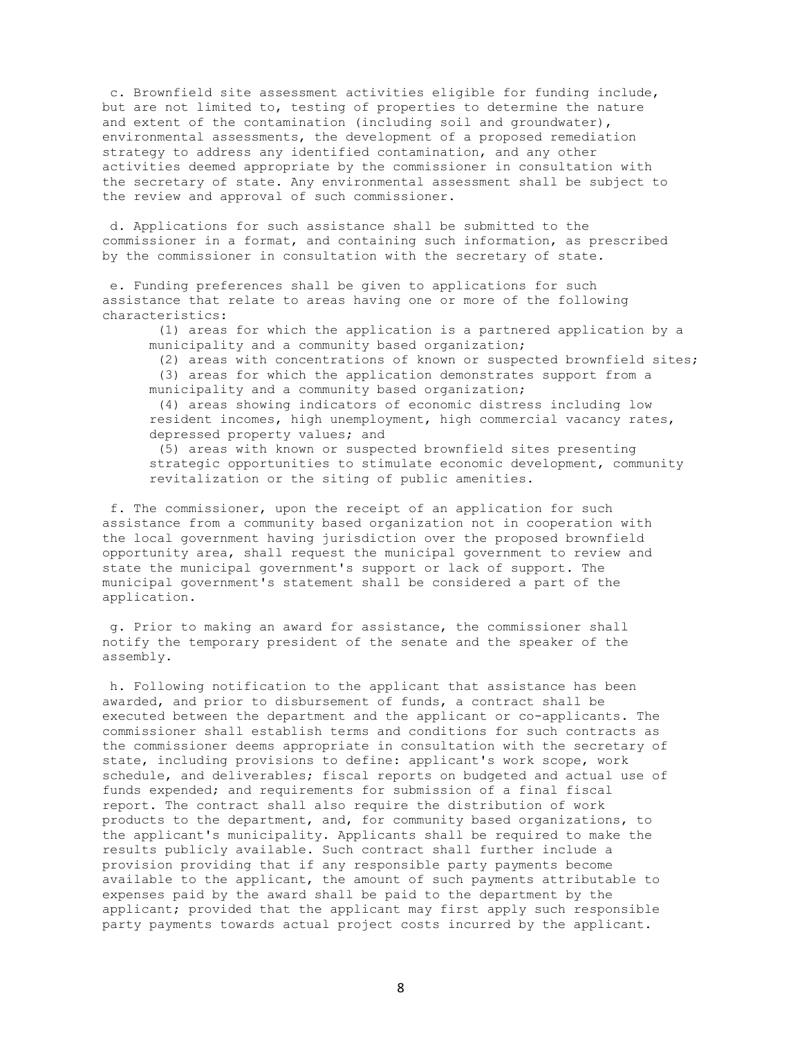c. Brownfield site assessment activities eligible for funding include, but are not limited to, testing of properties to determine the nature and extent of the contamination (including soil and groundwater), environmental assessments, the development of a proposed remediation strategy to address any identified contamination, and any other activities deemed appropriate by the commissioner in consultation with the secretary of state. Any environmental assessment shall be subject to the review and approval of such commissioner.

d. Applications for such assistance shall be submitted to the commissioner in a format, and containing such information, as prescribed by the commissioner in consultation with the secretary of state.

e. Funding preferences shall be given to applications for such assistance that relate to areas having one or more of the following characteristics:

(1) areas for which the application is a partnered application by a municipality and a community based organization;

(2) areas with concentrations of known or suspected brownfield sites;

(3) areas for which the application demonstrates support from a municipality and a community based organization;

(4) areas showing indicators of economic distress including low resident incomes, high unemployment, high commercial vacancy rates, depressed property values; and

(5) areas with known or suspected brownfield sites presenting strategic opportunities to stimulate economic development, community revitalization or the siting of public amenities.

f. The commissioner, upon the receipt of an application for such assistance from a community based organization not in cooperation with the local government having jurisdiction over the proposed brownfield opportunity area, shall request the municipal government to review and state the municipal government's support or lack of support. The municipal government's statement shall be considered a part of the application.

g. Prior to making an award for assistance, the commissioner shall notify the temporary president of the senate and the speaker of the assembly.

h. Following notification to the applicant that assistance has been awarded, and prior to disbursement of funds, a contract shall be executed between the department and the applicant or co-applicants. The commissioner shall establish terms and conditions for such contracts as the commissioner deems appropriate in consultation with the secretary of state, including provisions to define: applicant's work scope, work schedule, and deliverables; fiscal reports on budgeted and actual use of funds expended; and requirements for submission of a final fiscal report. The contract shall also require the distribution of work products to the department, and, for community based organizations, to the applicant's municipality. Applicants shall be required to make the results publicly available. Such contract shall further include a provision providing that if any responsible party payments become available to the applicant, the amount of such payments attributable to expenses paid by the award shall be paid to the department by the applicant; provided that the applicant may first apply such responsible party payments towards actual project costs incurred by the applicant.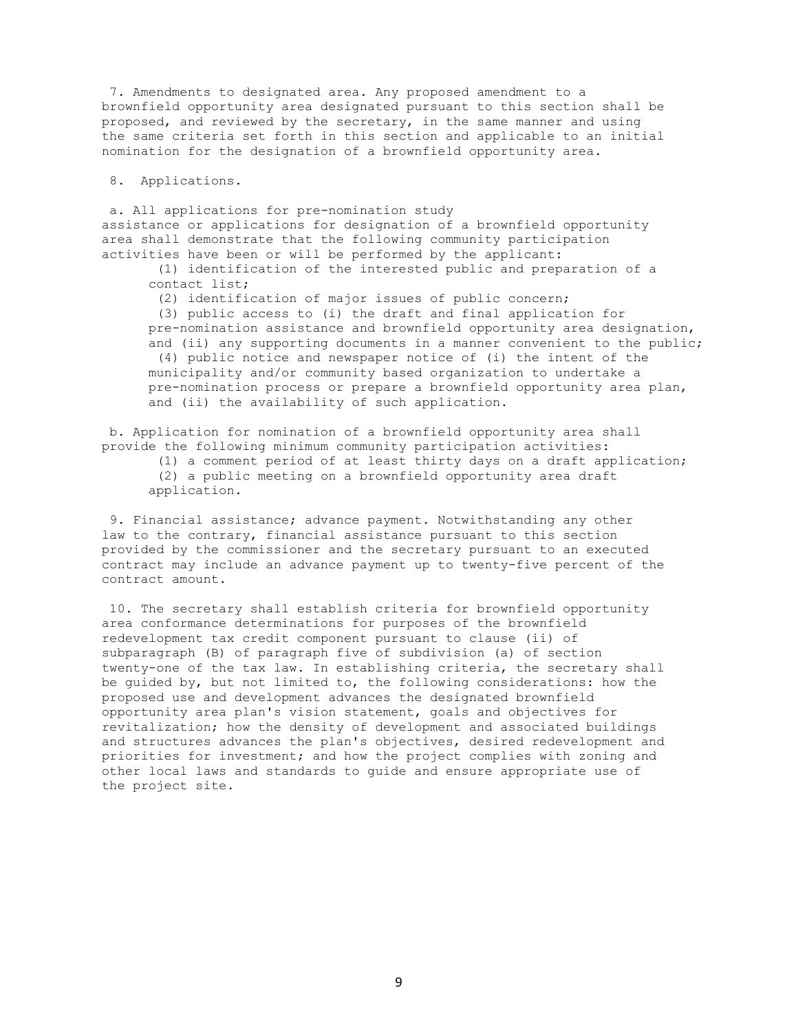7. Amendments to designated area. Any proposed amendment to a brownfield opportunity area designated pursuant to this section shall be proposed, and reviewed by the secretary, in the same manner and using the same criteria set forth in this section and applicable to an initial nomination for the designation of a brownfield opportunity area.

8. Applications.

a. All applications for pre-nomination study assistance or applications for designation of a brownfield opportunity area shall demonstrate that the following community participation activities have been or will be performed by the applicant:

(1) identification of the interested public and preparation of a contact list;

(2) identification of major issues of public concern;

(3) public access to (i) the draft and final application for pre-nomination assistance and brownfield opportunity area designation, and (ii) any supporting documents in a manner convenient to the public;

(4) public notice and newspaper notice of (i) the intent of the municipality and/or community based organization to undertake a pre-nomination process or prepare a brownfield opportunity area plan, and (ii) the availability of such application.

b. Application for nomination of a brownfield opportunity area shall provide the following minimum community participation activities:

(1) a comment period of at least thirty days on a draft application;

(2) a public meeting on a brownfield opportunity area draft application.

9. Financial assistance; advance payment. Notwithstanding any other law to the contrary, financial assistance pursuant to this section provided by the commissioner and the secretary pursuant to an executed contract may include an advance payment up to twenty-five percent of the contract amount.

10. The secretary shall establish criteria for brownfield opportunity area conformance determinations for purposes of the brownfield redevelopment tax credit component pursuant to clause (ii) of subparagraph (B) of paragraph five of subdivision (a) of section twenty-one of the tax law. In establishing criteria, the secretary shall be guided by, but not limited to, the following considerations: how the proposed use and development advances the designated brownfield opportunity area plan's vision statement, goals and objectives for revitalization; how the density of development and associated buildings and structures advances the plan's objectives, desired redevelopment and priorities for investment; and how the project complies with zoning and other local laws and standards to guide and ensure appropriate use of the project site.